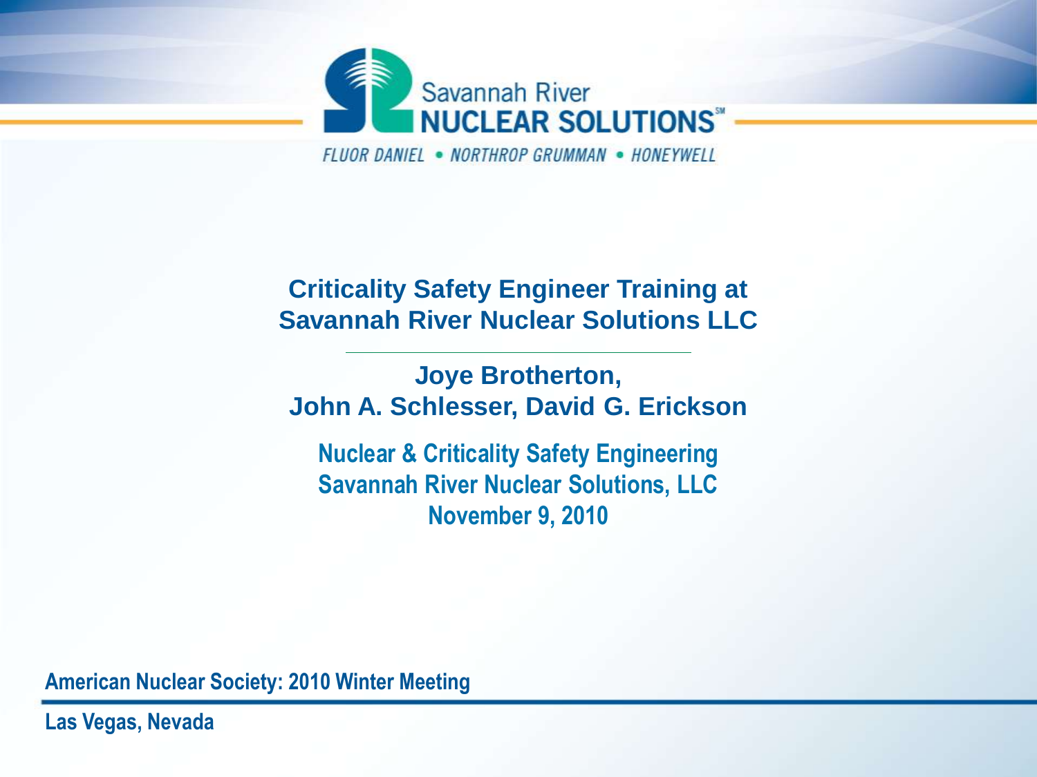Savannah River
NUCLEAR SOLUTIONS℠

FLUOR DANIEL • NORTHROP GRUMMAN • HONEYWELL

# Criticality Safety Engineer Training at Savannah River Nuclear Solutions LLC

**Joye Brotherton,**
**John A. Schlesser, David G. Erickson**

**Nuclear & Criticality Safety Engineering**
**Savannah River Nuclear Solutions, LLC**
**November 9, 2010**

**American Nuclear Society: 2010 Winter Meeting**

**Las Vegas, Nevada**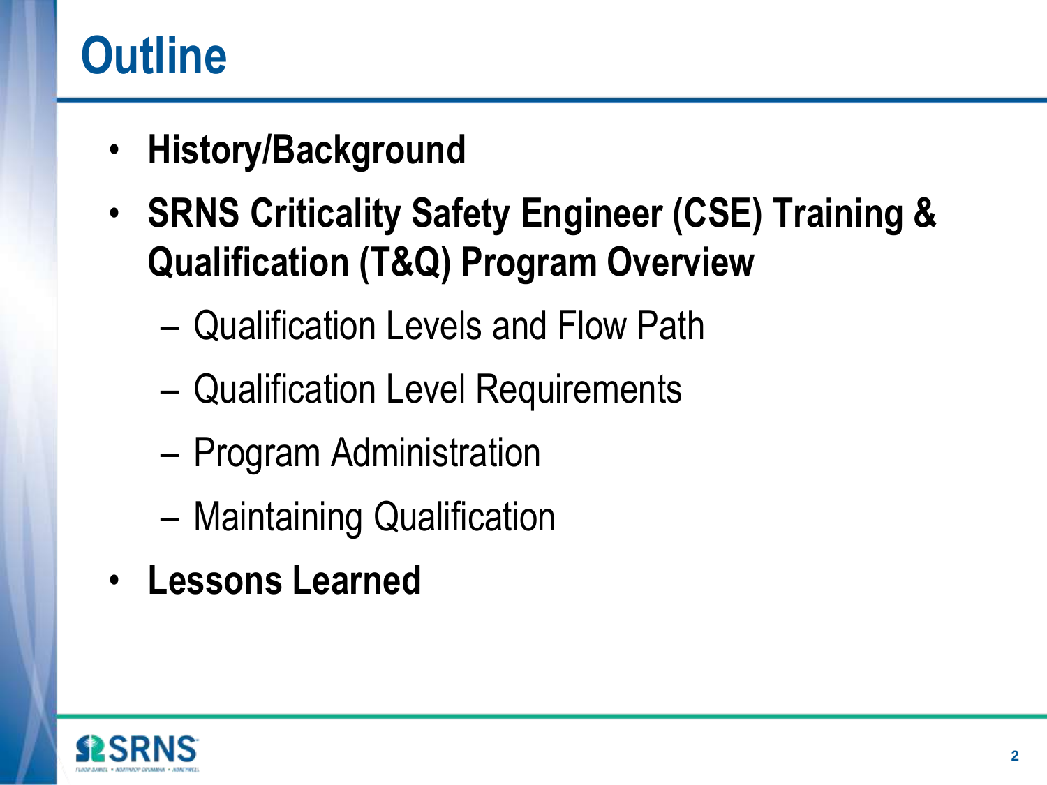# Outline

- **History/Background**
- **SRNS Criticality Safety Engineer (CSE) Training & Qualification (T&Q) Program Overview**
  - Qualification Levels and Flow Path
  - Qualification Level Requirements
  - Program Administration
  - Maintaining Qualification
- **Lessons Learned**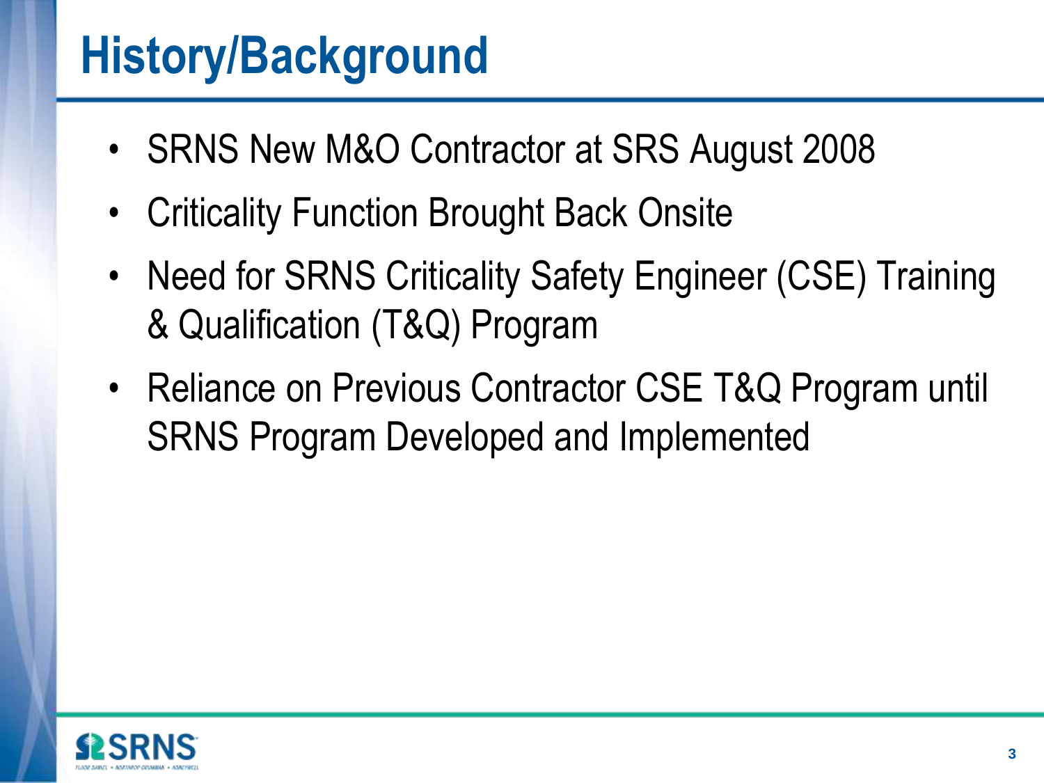# History/Background

- SRNS New M&O Contractor at SRS August 2008
- Criticality Function Brought Back Onsite
- Need for SRNS Criticality Safety Engineer (CSE) Training & Qualification (T&Q) Program
- Reliance on Previous Contractor CSE T&Q Program until SRNS Program Developed and Implemented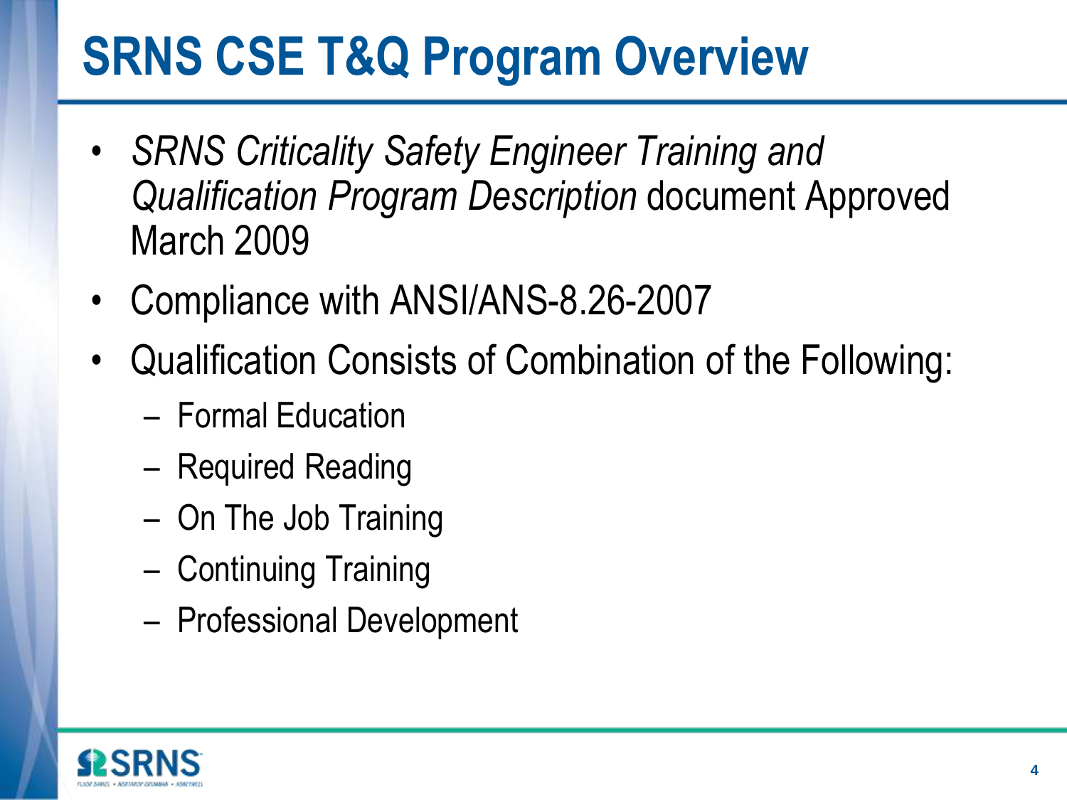# SRNS CSE T&Q Program Overview

- *SRNS Criticality Safety Engineer Training and Qualification Program Description* document Approved March 2009
- Compliance with ANSI/ANS-8.26-2007
- Qualification Consists of Combination of the Following:
  - Formal Education
  - Required Reading
  - On The Job Training
  - Continuing Training
  - Professional Development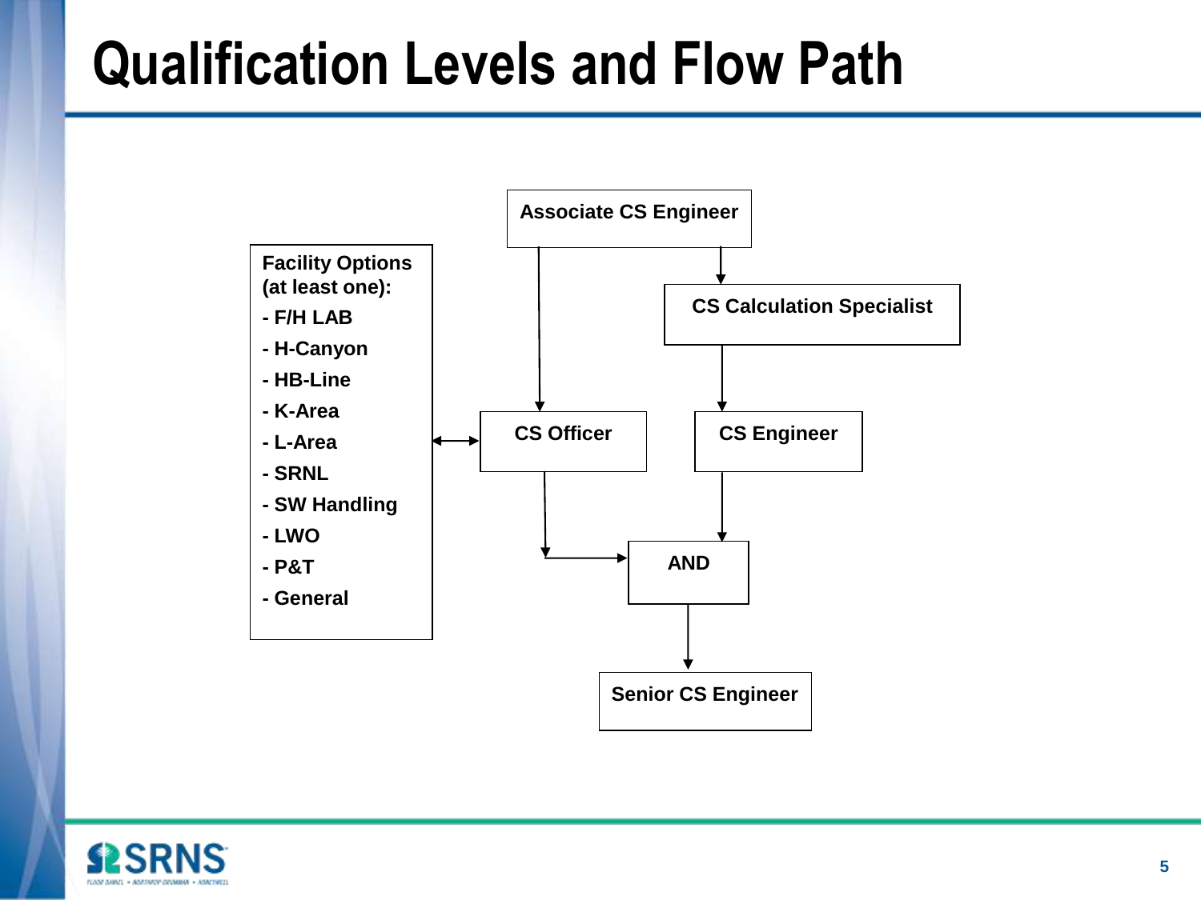# Qualification Levels and Flow Path

Associate CS Engineer

CS Calculation Specialist

Facility Options (at least one):

- F/H LAB
- H-Canyon
- HB-Line
- K-Area
- L-Area
- SRNL
- SW Handling
- LWO
- P&T
- General

CS Officer

CS Engineer

AND

Senior CS Engineer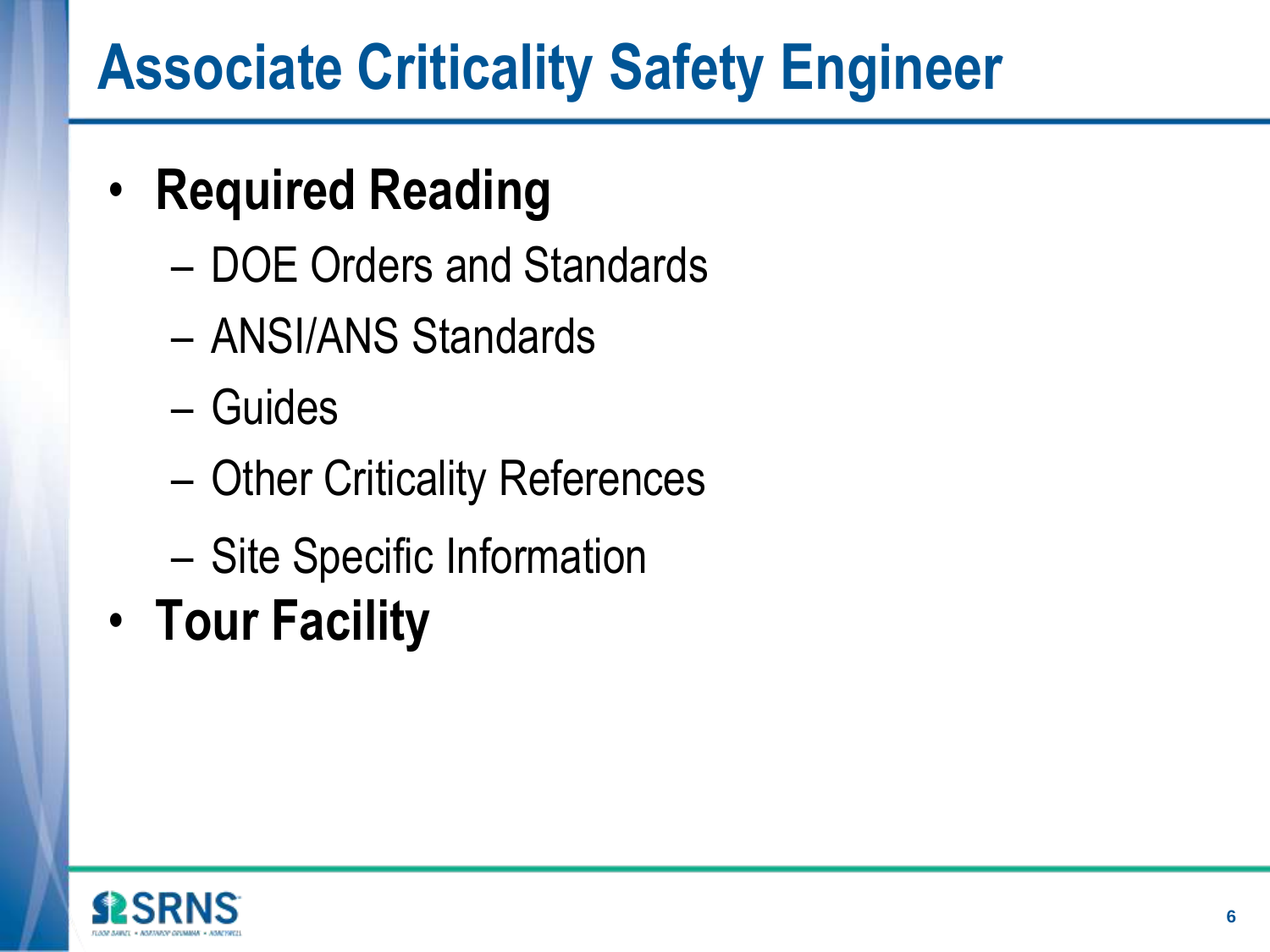# Associate Criticality Safety Engineer

- **Required Reading**
  - DOE Orders and Standards
  - ANSI/ANS Standards
  - Guides
  - Other Criticality References
  - Site Specific Information
- **Tour Facility**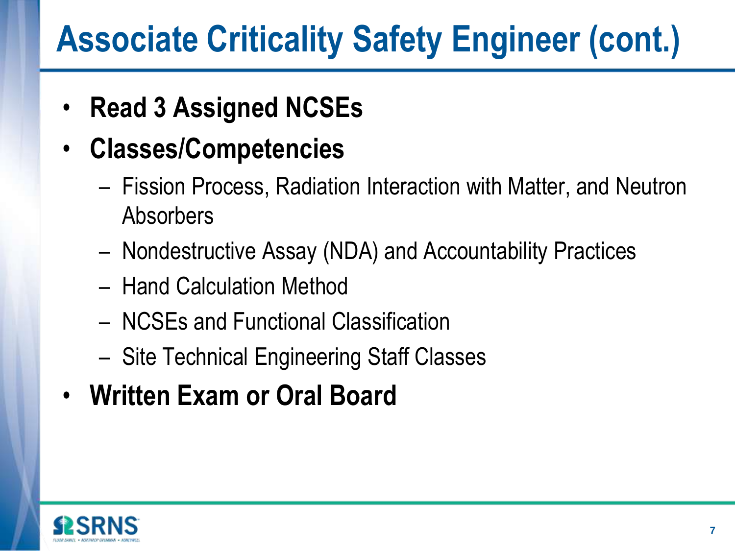# Associate Criticality Safety Engineer (cont.)

- **Read 3 Assigned NCSEs**
- **Classes/Competencies**
  - Fission Process, Radiation Interaction with Matter, and Neutron Absorbers
  - Nondestructive Assay (NDA) and Accountability Practices
  - Hand Calculation Method
  - NCSEs and Functional Classification
  - Site Technical Engineering Staff Classes
- **Written Exam or Oral Board**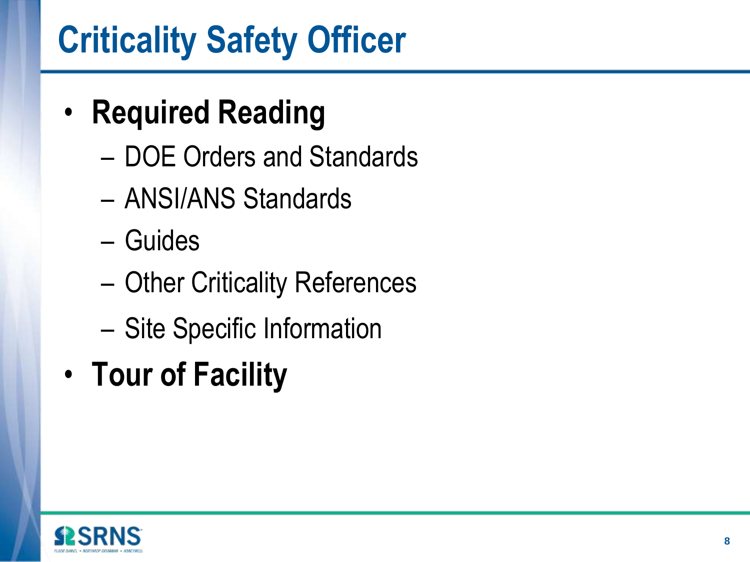# Criticality Safety Officer

- **Required Reading**
  - DOE Orders and Standards
  - ANSI/ANS Standards
  - Guides
  - Other Criticality References
  - Site Specific Information
- **Tour of Facility**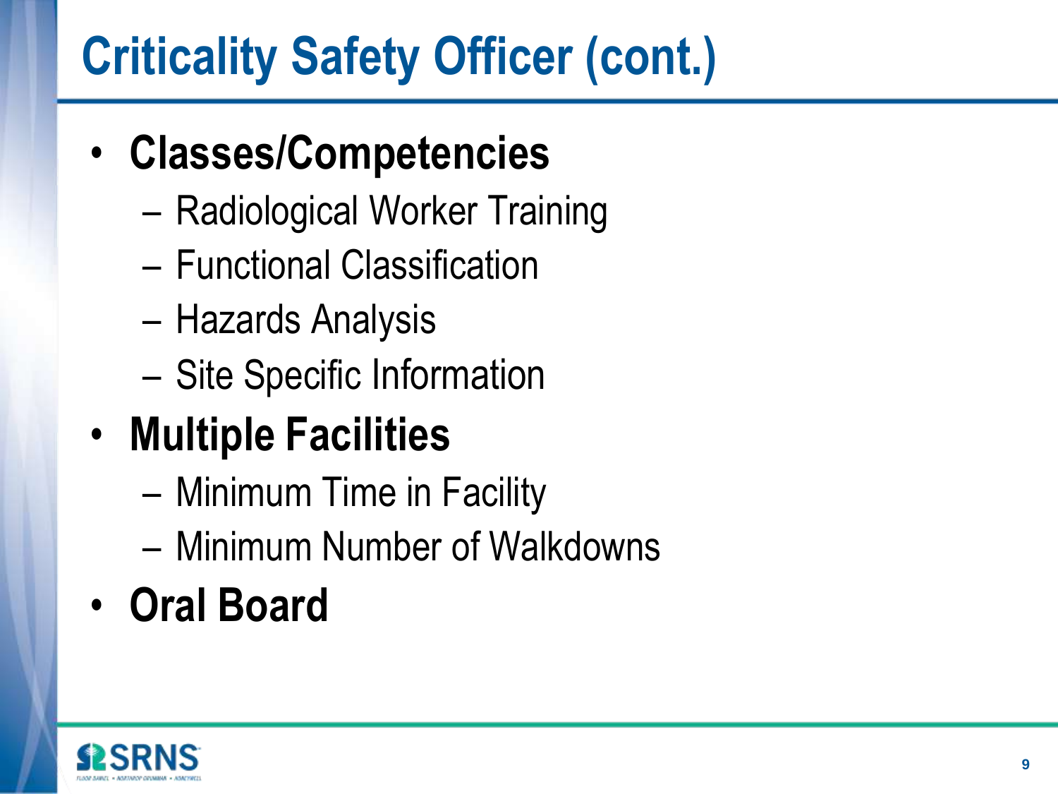# Criticality Safety Officer (cont.)

- **Classes/Competencies**
  - Radiological Worker Training
  - Functional Classification
  - Hazards Analysis
  - Site Specific Information
- **Multiple Facilities**
  - Minimum Time in Facility
  - Minimum Number of Walkdowns
- **Oral Board**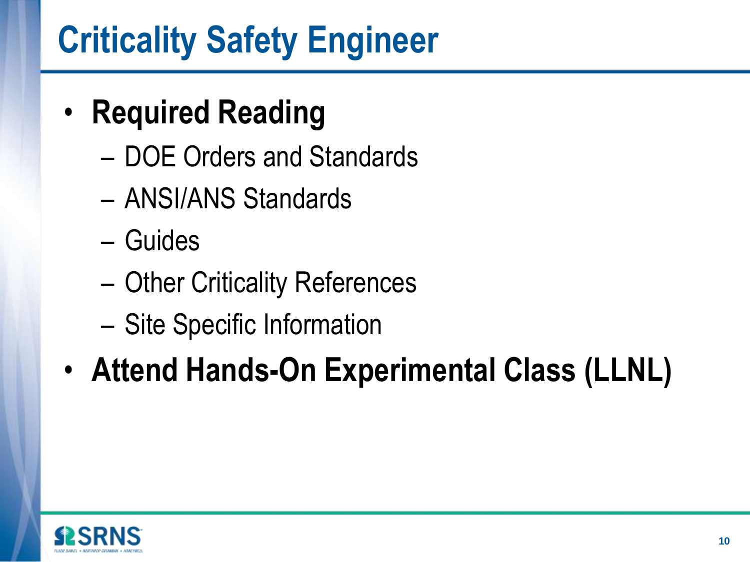# Criticality Safety Engineer

- **Required Reading**
  - DOE Orders and Standards
  - ANSI/ANS Standards
  - Guides
  - Other Criticality References
  - Site Specific Information
- **Attend Hands-On Experimental Class (LLNL)**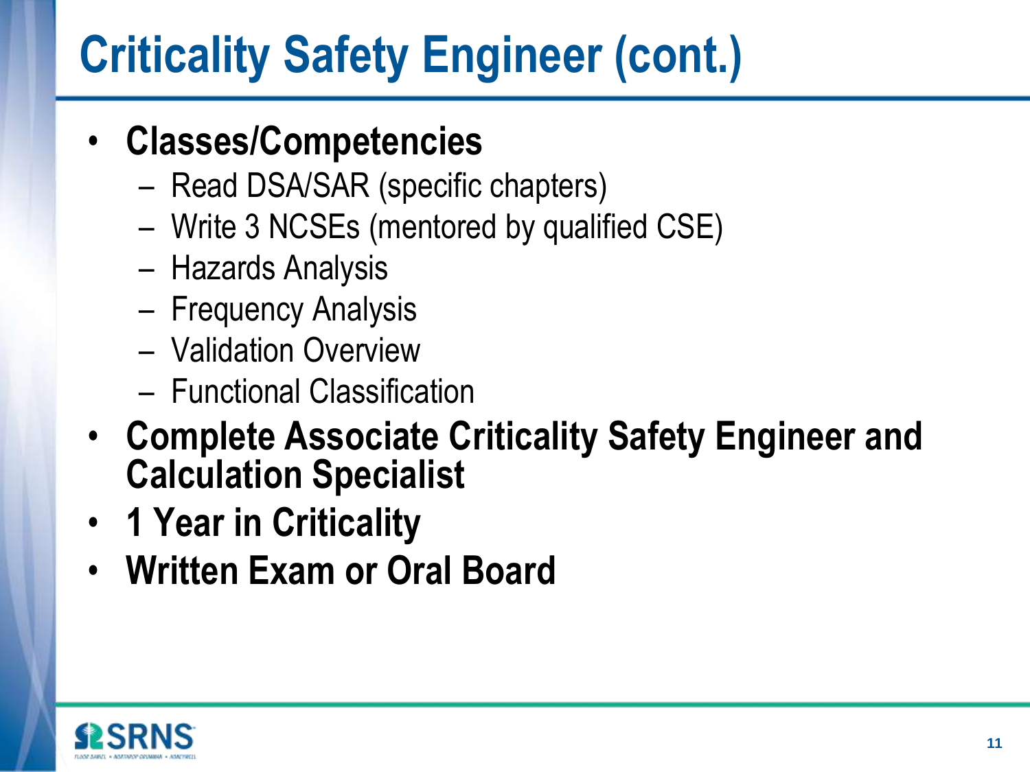# Criticality Safety Engineer (cont.)

- **Classes/Competencies**
  - Read DSA/SAR (specific chapters)
  - Write 3 NCSEs (mentored by qualified CSE)
  - Hazards Analysis
  - Frequency Analysis
  - Validation Overview
  - Functional Classification
- **Complete Associate Criticality Safety Engineer and Calculation Specialist**
- **1 Year in Criticality**
- **Written Exam or Oral Board**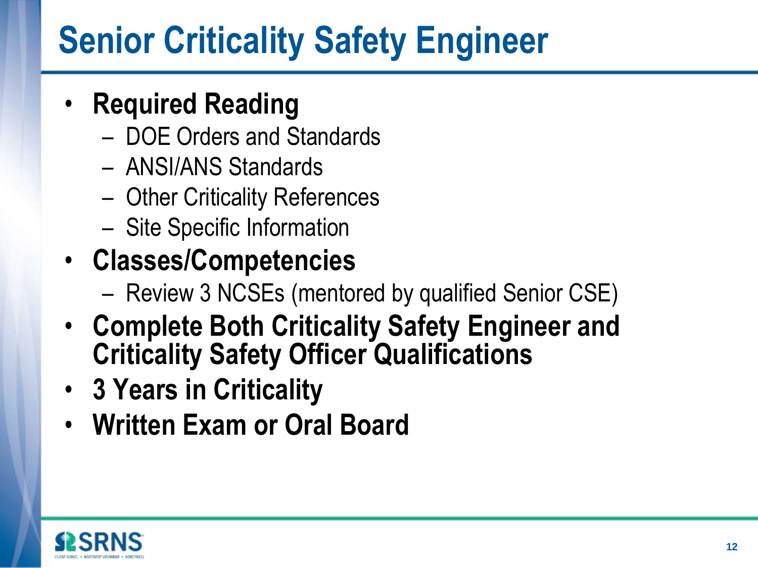# Senior Criticality Safety Engineer

- **Required Reading**
  - DOE Orders and Standards
  - ANSI/ANS Standards
  - Other Criticality References
  - Site Specific Information
- **Classes/Competencies**
  - Review 3 NCSEs (mentored by qualified Senior CSE)
- **Complete Both Criticality Safety Engineer and Criticality Safety Officer Qualifications**
- **3 Years in Criticality**
- **Written Exam or Oral Board**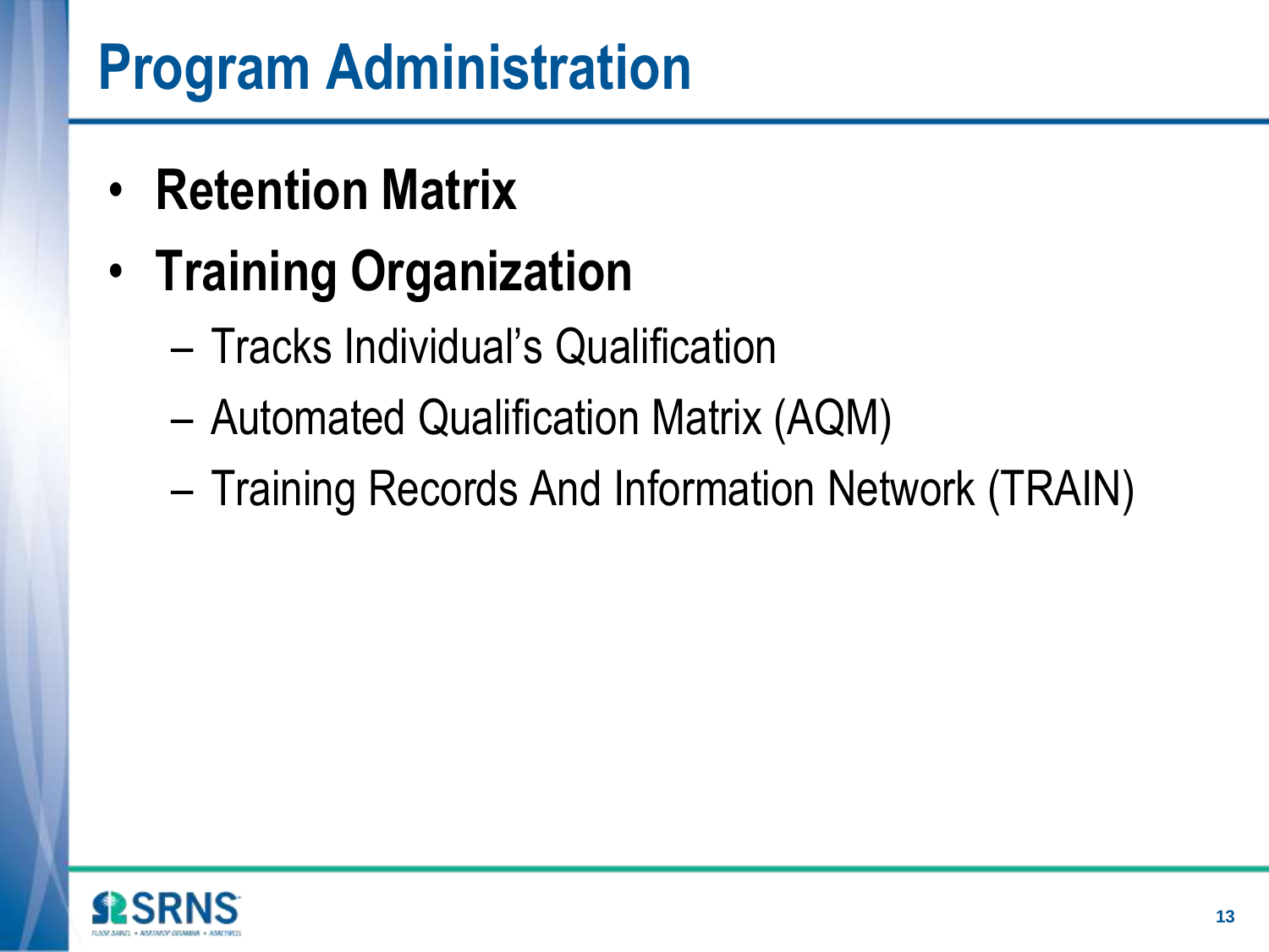# Program Administration

- **Retention Matrix**
- **Training Organization**
  - Tracks Individual's Qualification
  - Automated Qualification Matrix (AQM)
  - Training Records And Information Network (TRAIN)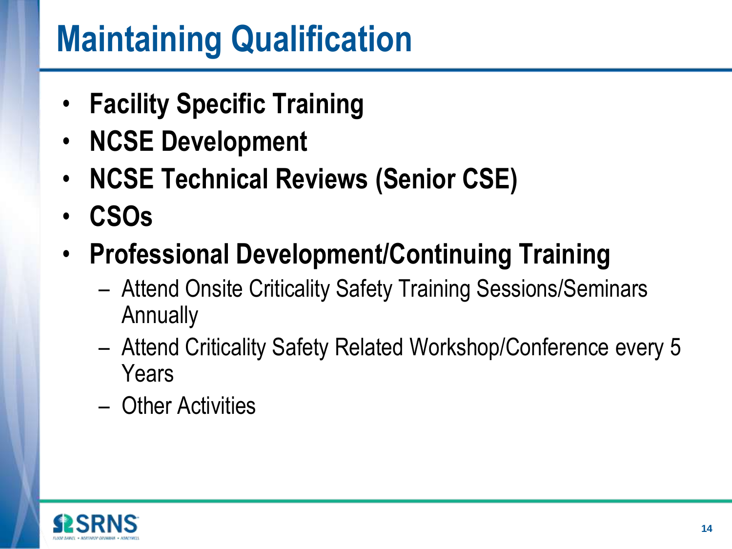# Maintaining Qualification

- **Facility Specific Training**
- **NCSE Development**
- **NCSE Technical Reviews (Senior CSE)**
- **CSOs**
- **Professional Development/Continuing Training**
  - Attend Onsite Criticality Safety Training Sessions/Seminars Annually
  - Attend Criticality Safety Related Workshop/Conference every 5 Years
  - Other Activities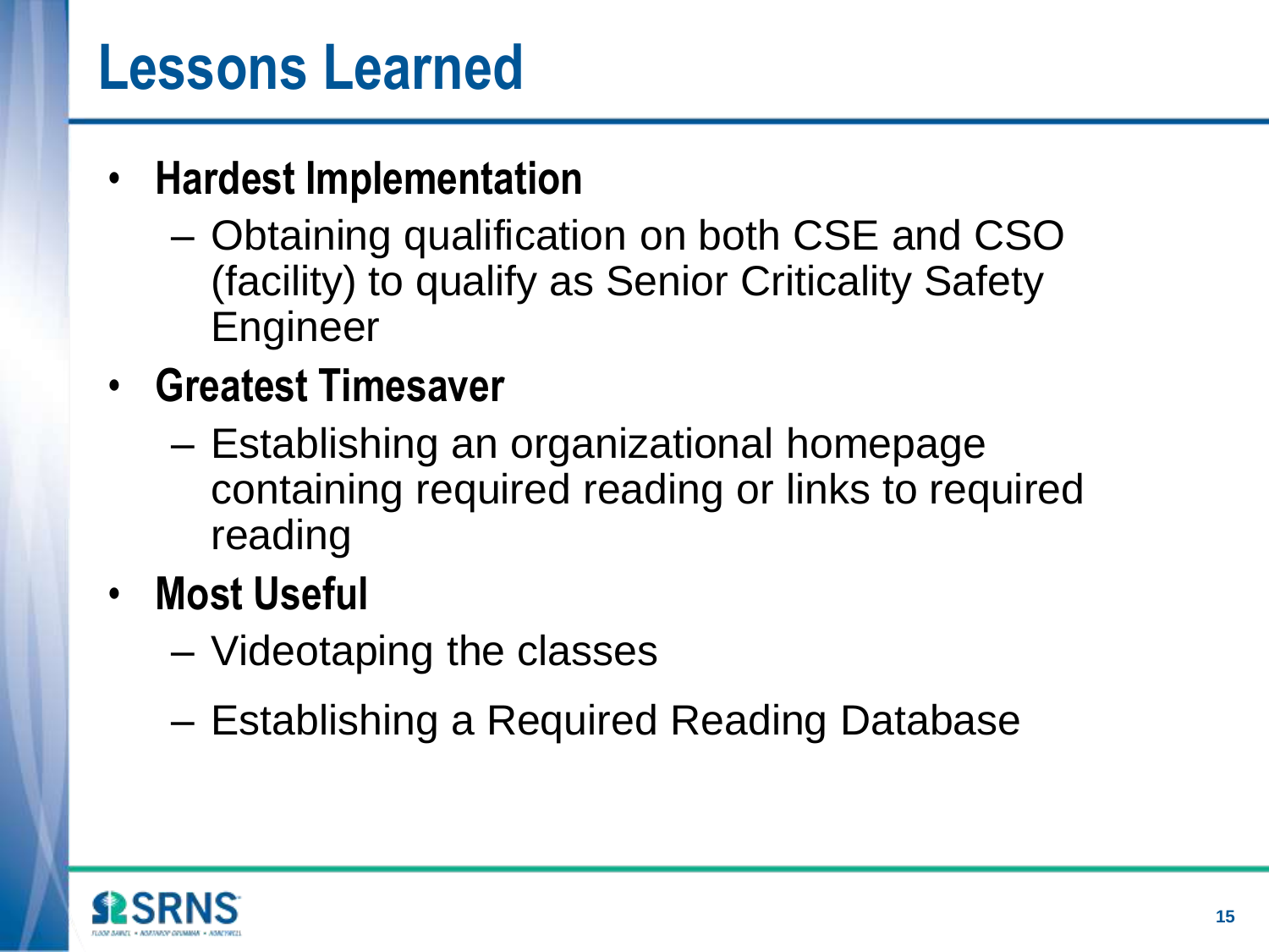# Lessons Learned

- **Hardest Implementation**
  - Obtaining qualification on both CSE and CSO (facility) to qualify as Senior Criticality Safety Engineer
- **Greatest Timesaver**
  - Establishing an organizational homepage containing required reading or links to required reading
- **Most Useful**
  - Videotaping the classes
  - Establishing a Required Reading Database